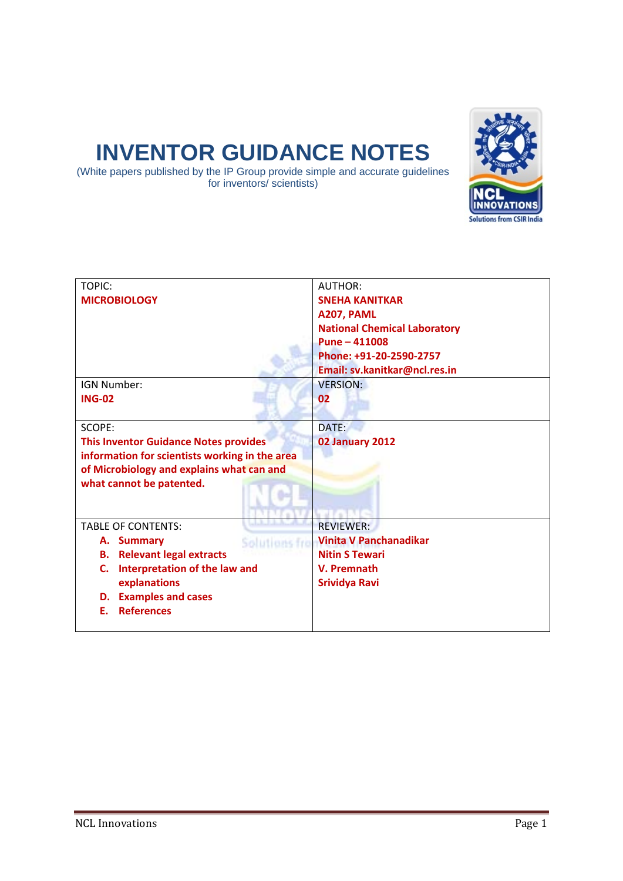# INVENTOR GUIDANCE NOTES

(White papers published by the IP Group provide simple and accurate guidelines for inventors/ scientists)

| TOPIC:<br>**MICROBIOLOGY** | AUTHOR:<br>**SNEHA KANITKAR**<br>**A207, PAML**<br>**National Chemical Laboratory**<br>**Pune – 411008**<br>**Phone: +91-20-2590-2757**<br>**Email: sv.kanitkar@ncl.res.in** |
|---|---|
| IGN Number:<br>**ING-02** | VERSION:<br>**02** |
| SCOPE:<br>**This Inventor Guidance Notes provides information for scientists working in the area of Microbiology and explains what can and what cannot be patented.** | DATE:<br>**02 January 2012** |
| TABLE OF CONTENTS:<br>**A. Summary**<br>**B. Relevant legal extracts**<br>**C. Interpretation of the law and explanations**<br>**D. Examples and cases**<br>**E. References** | REVIEWER:<br>**Vinita V Panchanadikar**<br>**Nitin S Tewari**<br>**V. Premnath**<br>**Srividya Ravi** |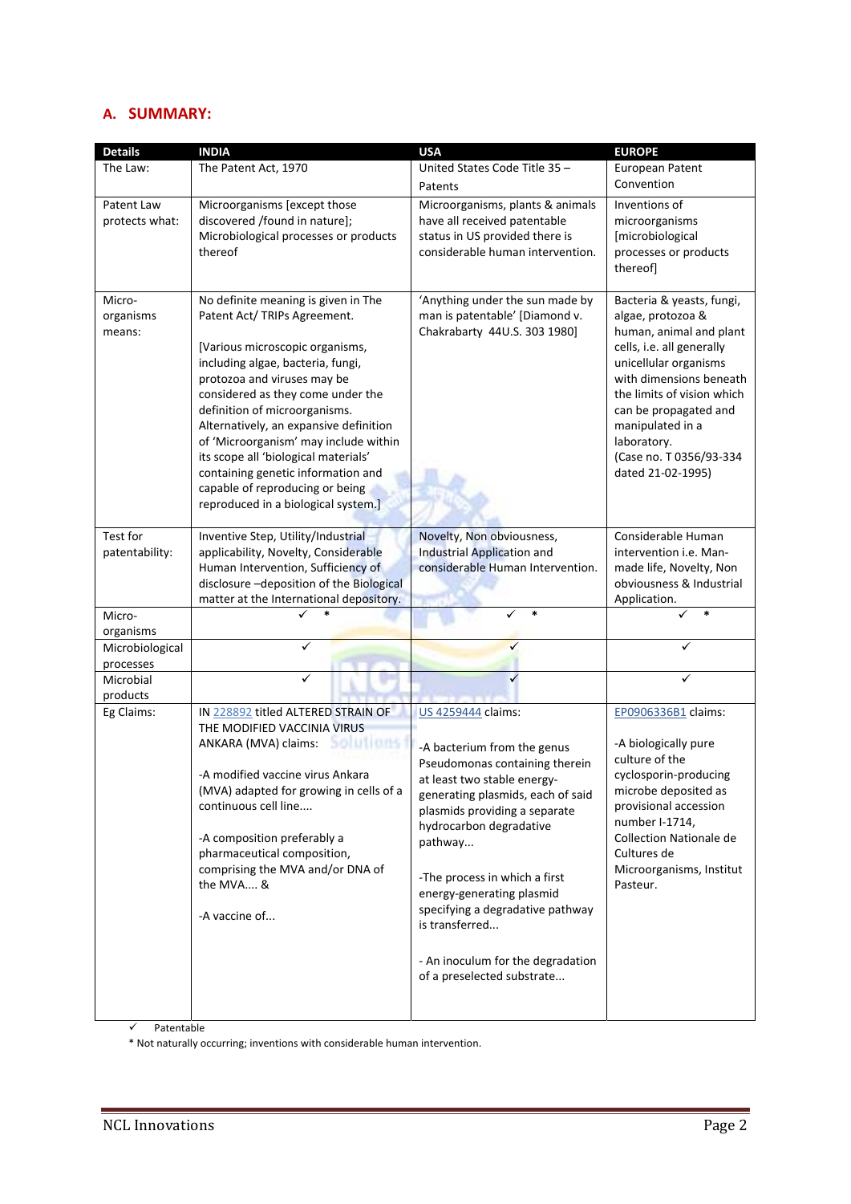## A. SUMMARY:

| Details | INDIA | USA | EUROPE |
|---|---|---|---|
| The Law: | The Patent Act, 1970 | United States Code Title 35 – Patents | European Patent Convention |
| Patent Law protects what: | Microorganisms [except those discovered /found in nature]; Microbiological processes or products thereof | Microorganisms, plants & animals have all received patentable status in US provided there is considerable human intervention. | Inventions of microorganisms [microbiological processes or products thereof] |
| Micro-organisms means: | No definite meaning is given in The Patent Act/ TRIPs Agreement. <br><br> [Various microscopic organisms, including algae, bacteria, fungi, protozoa and viruses may be considered as they come under the definition of microorganisms. Alternatively, an expansive definition of 'Microorganism' may include within its scope all 'biological materials' containing genetic information and capable of reproducing or being reproduced in a biological system.] | 'Anything under the sun made by man is patentable' [Diamond v. Chakrabarty 44U.S. 303 1980] | Bacteria & yeasts, fungi, algae, protozoa & human, animal and plant cells, i.e. all generally unicellular organisms with dimensions beneath the limits of vision which can be propagated and manipulated in a laboratory. (Case no. T 0356/93-334 dated 21-02-1995) |
| Test for patentability: | Inventive Step, Utility/Industrial applicability, Novelty, Considerable Human Intervention, Sufficiency of disclosure –deposition of the Biological matter at the International depository. | Novelty, Non obviousness, Industrial Application and considerable Human Intervention. | Considerable Human intervention i.e. Man-made life, Novelty, Non obviousness & Industrial Application. |
| Micro-organisms | ✓ * | ✓ * | ✓ * |
| Microbiological processes | ✓ | ✓ | ✓ |
| Microbial products | ✓ | ✓ | ✓ |
| Eg Claims: | IN 228892 titled ALTERED STRAIN OF THE MODIFIED VACCINIA VIRUS ANKARA (MVA) claims: <br><br> -A modified vaccine virus Ankara (MVA) adapted for growing in cells of a continuous cell line.... <br><br> -A composition preferably a pharmaceutical composition, comprising the MVA and/or DNA of the MVA.... & <br><br> -A vaccine of... | US 4259444 claims: <br><br> -A bacterium from the genus Pseudomonas containing therein at least two stable energy-generating plasmids, each of said plasmids providing a separate hydrocarbon degradative pathway... <br><br> -The process in which a first energy-generating plasmid specifying a degradative pathway is transferred... <br><br> - An inoculum for the degradation of a preselected substrate... | EP0906336B1 claims: <br><br> -A biologically pure culture of the cyclosporin-producing microbe deposited as provisional accession number I-1714, Collection Nationale de Cultures de Microorganismes, Institut Pasteur. |

✓ Patentable

* Not naturally occurring; inventions with considerable human intervention.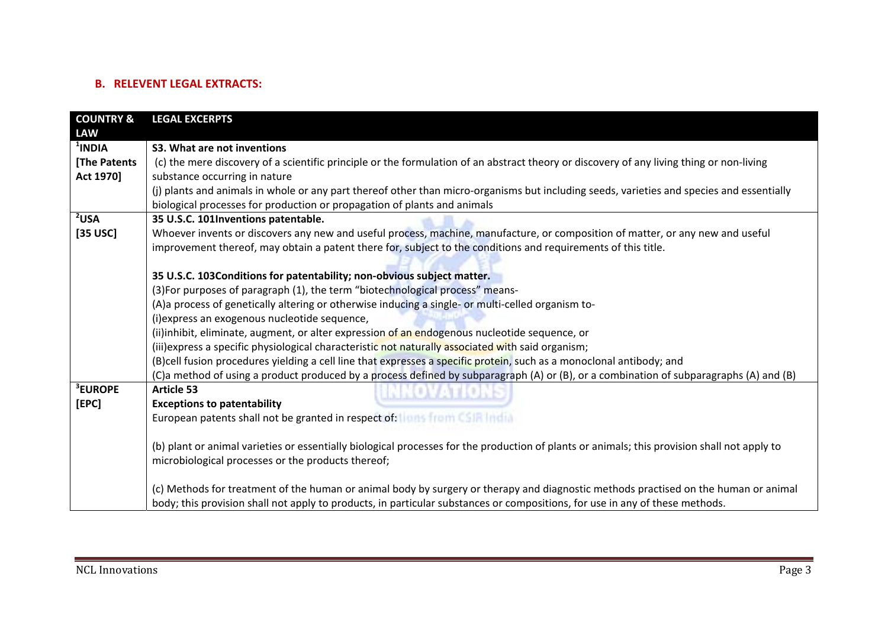## B. RELEVENT LEGAL EXTRACTS:

| COUNTRY & LAW | LEGAL EXCERPTS |
|---|---|
| [1]INDIA [The Patents Act 1970] | **S3. What are not inventions**<br>(c) the mere discovery of a scientific principle or the formulation of an abstract theory or discovery of any living thing or non-living substance occurring in nature<br>(j) plants and animals in whole or any part thereof other than micro-organisms but including seeds, varieties and species and essentially biological processes for production or propagation of plants and animals |
| [2]USA [35 USC] | **35 U.S.C. 101Inventions patentable.**<br>Whoever invents or discovers any new and useful process, machine, manufacture, or composition of matter, or any new and useful improvement thereof, may obtain a patent there for, subject to the conditions and requirements of this title.<br><br>**35 U.S.C. 103Conditions for patentability; non-obvious subject matter.**<br>(3)For purposes of paragraph (1), the term "biotechnological process" means-<br>(A)a process of genetically altering or otherwise inducing a single- or multi-celled organism to-<br>(i)express an exogenous nucleotide sequence,<br>(ii)inhibit, eliminate, augment, or alter expression of an endogenous nucleotide sequence, or<br>(iii)express a specific physiological characteristic not naturally associated with said organism;<br>(B)cell fusion procedures yielding a cell line that expresses a specific protein, such as a monoclonal antibody; and<br>(C)a method of using a product produced by a process defined by subparagraph (A) or (B), or a combination of subparagraphs (A) and (B) |
| [3]EUROPE [EPC] | **Article 53**<br>**Exceptions to patentability**<br>European patents shall not be granted in respect of:<br><br>(b) plant or animal varieties or essentially biological processes for the production of plants or animals; this provision shall not apply to microbiological processes or the products thereof;<br><br>(c) Methods for treatment of the human or animal body by surgery or therapy and diagnostic methods practised on the human or animal body; this provision shall not apply to products, in particular substances or compositions, for use in any of these methods. |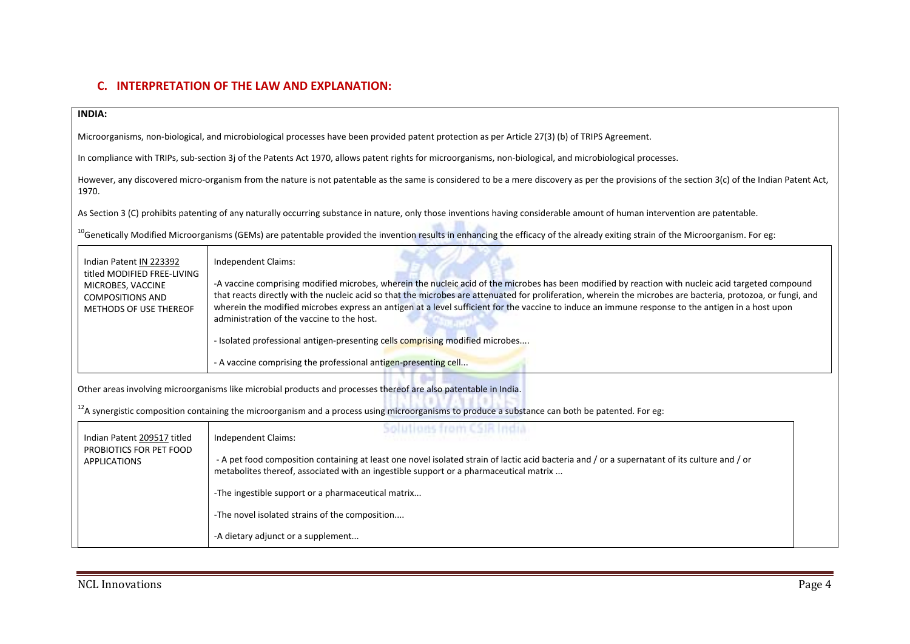## C. INTERPRETATION OF THE LAW AND EXPLANATION:

**INDIA:**

Microorganisms, non-biological, and microbiological processes have been provided patent protection as per Article 27(3) (b) of TRIPS Agreement.

In compliance with TRIPs, sub-section 3j of the Patents Act 1970, allows patent rights for microorganisms, non-biological, and microbiological processes.

However, any discovered micro-organism from the nature is not patentable as the same is considered to be a mere discovery as per the provisions of the section 3(c) of the Indian Patent Act, 1970.

As Section 3 (C) prohibits patenting of any naturally occurring substance in nature, only those inventions having considerable amount of human intervention are patentable.

[10]Genetically Modified Microorganisms (GEMs) are patentable provided the invention results in enhancing the efficacy of the already exiting strain of the Microorganism. For eg:

| Indian Patent IN 223392 titled MODIFIED FREE-LIVING MICROBES, VACCINE COMPOSITIONS AND METHODS OF USE THEREOF | Independent Claims:<br><br>-A vaccine comprising modified microbes, wherein the nucleic acid of the microbes has been modified by reaction with nucleic acid targeted compound that reacts directly with the nucleic acid so that the microbes are attenuated for proliferation, wherein the microbes are bacteria, protozoa, or fungi, and wherein the modified microbes express an antigen at a level sufficient for the vaccine to induce an immune response to the antigen in a host upon administration of the vaccine to the host.<br><br>- Isolated professional antigen-presenting cells comprising modified microbes....<br><br>- A vaccine comprising the professional antigen-presenting cell... |
|---|---|

Other areas involving microorganisms like microbial products and processes thereof are also patentable in India.

[12]A synergistic composition containing the microorganism and a process using microorganisms to produce a substance can both be patented. For eg:

| Indian Patent 209517 titled PROBIOTICS FOR PET FOOD APPLICATIONS | Independent Claims:<br><br>- A pet food composition containing at least one novel isolated strain of lactic acid bacteria and / or a supernatant of its culture and / or metabolites thereof, associated with an ingestible support or a pharmaceutical matrix ...<br><br>-The ingestible support or a pharmaceutical matrix...<br><br>-The novel isolated strains of the composition....<br><br>-A dietary adjunct or a supplement... |
|---|---|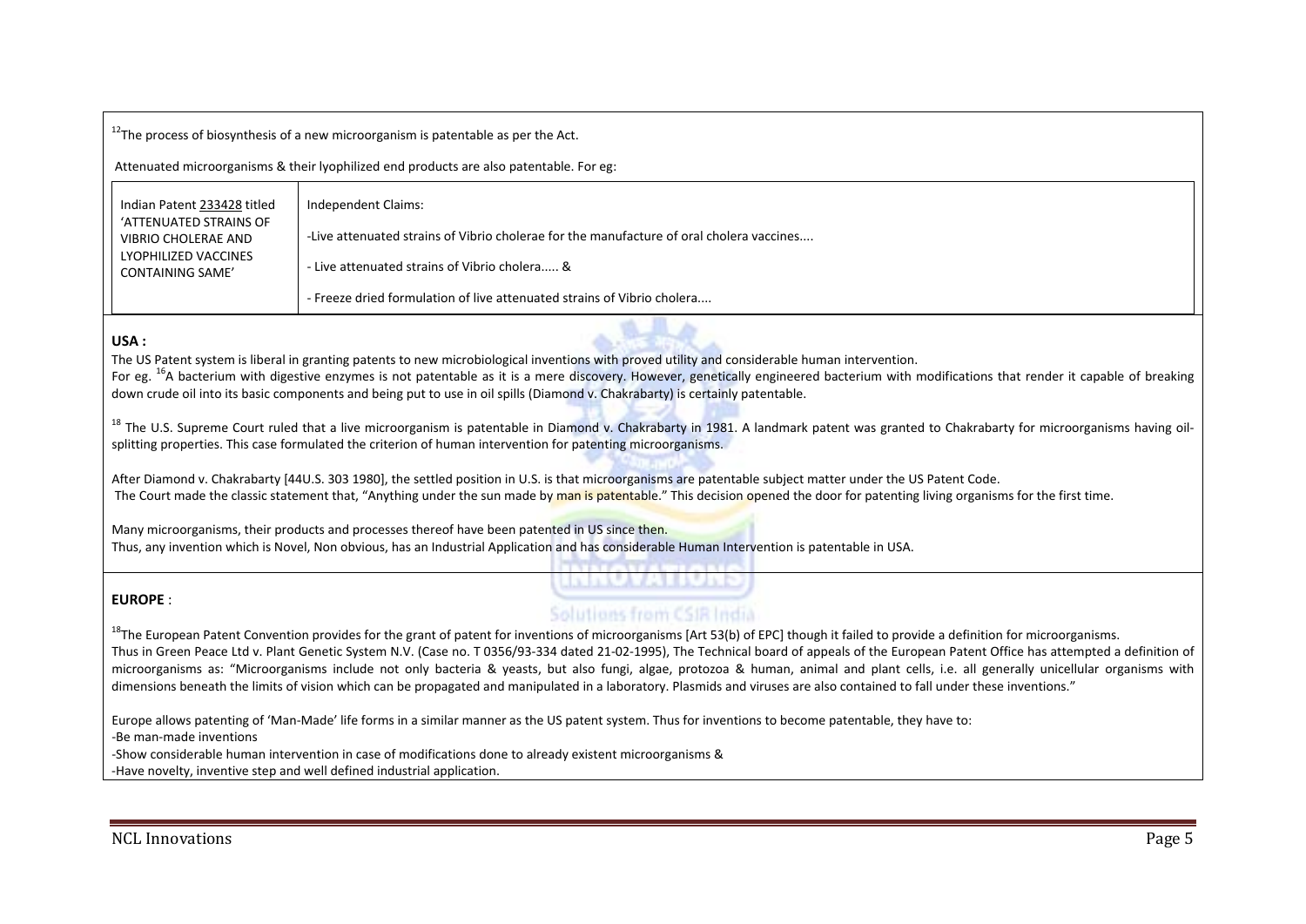[12]The process of biosynthesis of a new microorganism is patentable as per the Act.

Attenuated microorganisms & their lyophilized end products are also patentable. For eg:

| Indian Patent 233428 titled 'ATTENUATED STRAINS OF VIBRIO CHOLERAE AND LYOPHILIZED VACCINES CONTAINING SAME' | Independent Claims:<br><br>-Live attenuated strains of Vibrio cholerae for the manufacture of oral cholera vaccines....<br><br>- Live attenuated strains of Vibrio cholera..... &<br><br>- Freeze dried formulation of live attenuated strains of Vibrio cholera.... |
|---|---|

## USA :

The US Patent system is liberal in granting patents to new microbiological inventions with proved utility and considerable human intervention.

For eg. [16]A bacterium with digestive enzymes is not patentable as it is a mere discovery. However, genetically engineered bacterium with modifications that render it capable of breaking down crude oil into its basic components and being put to use in oil spills (Diamond v. Chakrabarty) is certainly patentable.

[18] The U.S. Supreme Court ruled that a live microorganism is patentable in Diamond v. Chakrabarty in 1981. A landmark patent was granted to Chakrabarty for microorganisms having oil-splitting properties. This case formulated the criterion of human intervention for patenting microorganisms.

After Diamond v. Chakrabarty [44U.S. 303 1980], the settled position in U.S. is that microorganisms are patentable subject matter under the US Patent Code.

The Court made the classic statement that, "Anything under the sun made by man is patentable." This decision opened the door for patenting living organisms for the first time.

Many microorganisms, their products and processes thereof have been patented in US since then.

Thus, any invention which is Novel, Non obvious, has an Industrial Application and has considerable Human Intervention is patentable in USA.

## EUROPE :

[18]The European Patent Convention provides for the grant of patent for inventions of microorganisms [Art 53(b) of EPC] though it failed to provide a definition for microorganisms.

Thus in Green Peace Ltd v. Plant Genetic System N.V. (Case no. T 0356/93-334 dated 21-02-1995), The Technical board of appeals of the European Patent Office has attempted a definition of microorganisms as: "Microorganisms include not only bacteria & yeasts, but also fungi, algae, protozoa & human, animal and plant cells, i.e. all generally unicellular organisms with dimensions beneath the limits of vision which can be propagated and manipulated in a laboratory. Plasmids and viruses are also contained to fall under these inventions."

Europe allows patenting of 'Man-Made' life forms in a similar manner as the US patent system. Thus for inventions to become patentable, they have to:

-Be man-made inventions

-Show considerable human intervention in case of modifications done to already existent microorganisms &

-Have novelty, inventive step and well defined industrial application.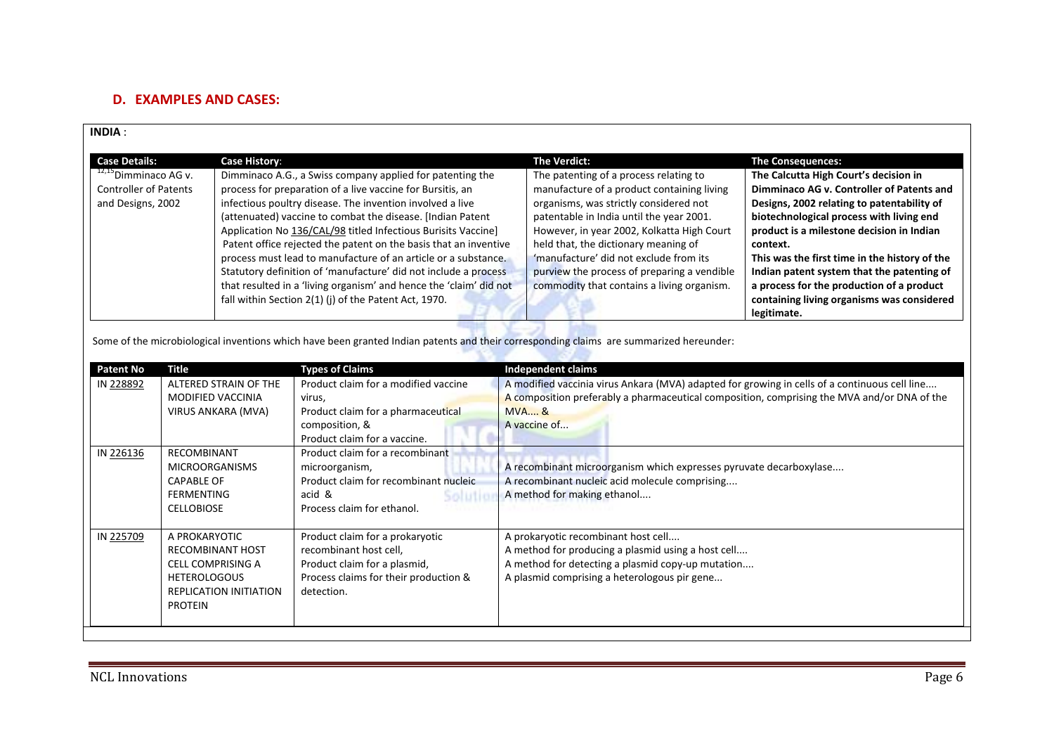## D. EXAMPLES AND CASES:

**INDIA** :

| Case Details: | Case History: | The Verdict: | The Consequences: |
|---|---|---|---|
| [12,15]Dimminaco AG v. Controller of Patents and Designs, 2002 | Dimminaco A.G., a Swiss company applied for patenting the process for preparation of a live vaccine for Bursitis, an infectious poultry disease. The invention involved a live (attenuated) vaccine to combat the disease. [Indian Patent Application No 136/CAL/98 titled Infectious Burisits Vaccine] Patent office rejected the patent on the basis that an inventive process must lead to manufacture of an article or a substance. Statutory definition of 'manufacture' did not include a process that resulted in a 'living organism' and hence the 'claim' did not fall within Section 2(1) (j) of the Patent Act, 1970. | The patenting of a process relating to manufacture of a product containing living organisms, was strictly considered not patentable in India until the year 2001. However, in year 2002, Kolkatta High Court held that, the dictionary meaning of 'manufacture' did not exclude from its purview the process of preparing a vendible commodity that contains a living organism. | **The Calcutta High Court's decision in Dimminaco AG v. Controller of Patents and Designs, 2002 relating to patentability of biotechnological process with living end product is a milestone decision in Indian context.** **This was the first time in the history of the Indian patent system that the patenting of a process for the production of a product containing living organisms was considered legitimate.** |

Some of the microbiological inventions which have been granted Indian patents and their corresponding claims are summarized hereunder:

| Patent No | Title | Types of Claims | Independent claims |
|---|---|---|---|
| IN 228892 | ALTERED STRAIN OF THE MODIFIED VACCINIA VIRUS ANKARA (MVA) | Product claim for a modified vaccine virus, Product claim for a pharmaceutical composition, & Product claim for a vaccine. | A modified vaccinia virus Ankara (MVA) adapted for growing in cells of a continuous cell line.... A composition preferably a pharmaceutical composition, comprising the MVA and/or DNA of the MVA.... & A vaccine of... |
| IN 226136 | RECOMBINANT MICROORGANISMS CAPABLE OF FERMENTING CELLOBIOSE | Product claim for a recombinant microorganism, Product claim for recombinant nucleic acid & Process claim for ethanol. | A recombinant microorganism which expresses pyruvate decarboxylase.... A recombinant nucleic acid molecule comprising.... A method for making ethanol.... |
| IN 225709 | A PROKARYOTIC RECOMBINANT HOST CELL COMPRISING A HETEROLOGOUS REPLICATION INITIATION PROTEIN | Product claim for a prokaryotic recombinant host cell, Product claim for a plasmid, Process claims for their production & detection. | A prokaryotic recombinant host cell.... A method for producing a plasmid using a host cell.... A method for detecting a plasmid copy-up mutation.... A plasmid comprising a heterologous pir gene... |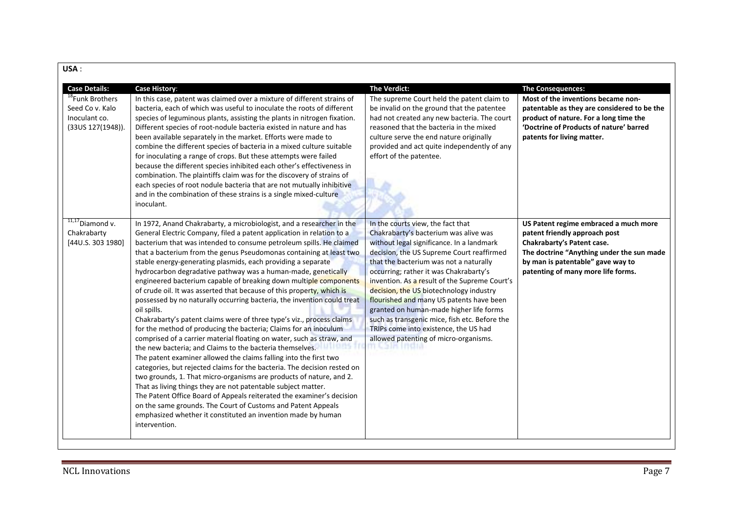**USA** :

| Case Details: | Case History: | The Verdict: | The Consequences: |
|---|---|---|---|
| [18]Funk Brothers Seed Co v. Kalo Inoculant co. (33US 127(1948)). | In this case, patent was claimed over a mixture of different strains of bacteria, each of which was useful to inoculate the roots of different species of leguminous plants, assisting the plants in nitrogen fixation. Different species of root-nodule bacteria existed in nature and has been available separately in the market. Efforts were made to combine the different species of bacteria in a mixed culture suitable for inoculating a range of crops. But these attempts were failed because the different species inhibited each other's effectiveness in combination. The plaintiffs claim was for the discovery of strains of each species of root nodule bacteria that are not mutually inhibitive and in the combination of these strains is a single mixed-culture inoculant. | The supreme Court held the patent claim to be invalid on the ground that the patentee had not created any new bacteria. The court reasoned that the bacteria in the mixed culture serve the end nature originally provided and act quite independently of any effort of the patentee. | **Most of the inventions became non-patentable as they are considered to be the product of nature. For a long time the 'Doctrine of Products of nature' barred patents for living matter.** |
| [11,17]Diamond v. Chakrabarty [44U.S. 303 1980] | In 1972, Anand Chakrabarty, a microbiologist, and a researcher in the General Electric Company, filed a patent application in relation to a bacterium that was intended to consume petroleum spills. He claimed that a bacterium from the genus Pseudomonas containing at least two stable energy-generating plasmids, each providing a separate hydrocarbon degradative pathway was a human-made, genetically engineered bacterium capable of breaking down multiple components of crude oil. It was asserted that because of this property, which is possessed by no naturally occurring bacteria, the invention could treat oil spills.<br>Chakrabarty's patent claims were of three type's viz., process claims for the method of producing the bacteria; Claims for an inoculum comprised of a carrier material floating on water, such as straw, and the new bacteria; and Claims to the bacteria themselves.<br>The patent examiner allowed the claims falling into the first two categories, but rejected claims for the bacteria. The decision rested on two grounds, 1. That micro-organisms are products of nature, and 2. That as living things they are not patentable subject matter.<br>The Patent Office Board of Appeals reiterated the examiner's decision on the same grounds. The Court of Customs and Patent Appeals emphasized whether it constituted an invention made by human intervention. | In the courts view, the fact that Chakrabarty's bacterium was alive was without legal significance. In a landmark decision, the US Supreme Court reaffirmed that the bacterium was not a naturally occurring; rather it was Chakrabarty's invention. As a result of the Supreme Court's decision, the US biotechnology industry flourished and many US patents have been granted on human-made higher life forms such as transgenic mice, fish etc. Before the TRIPs come into existence, the US had allowed patenting of micro-organisms. | **US Patent regime embraced a much more patent friendly approach post Chakrabarty's Patent case. The doctrine "Anything under the sun made by man is patentable" gave way to patenting of many more life forms.** |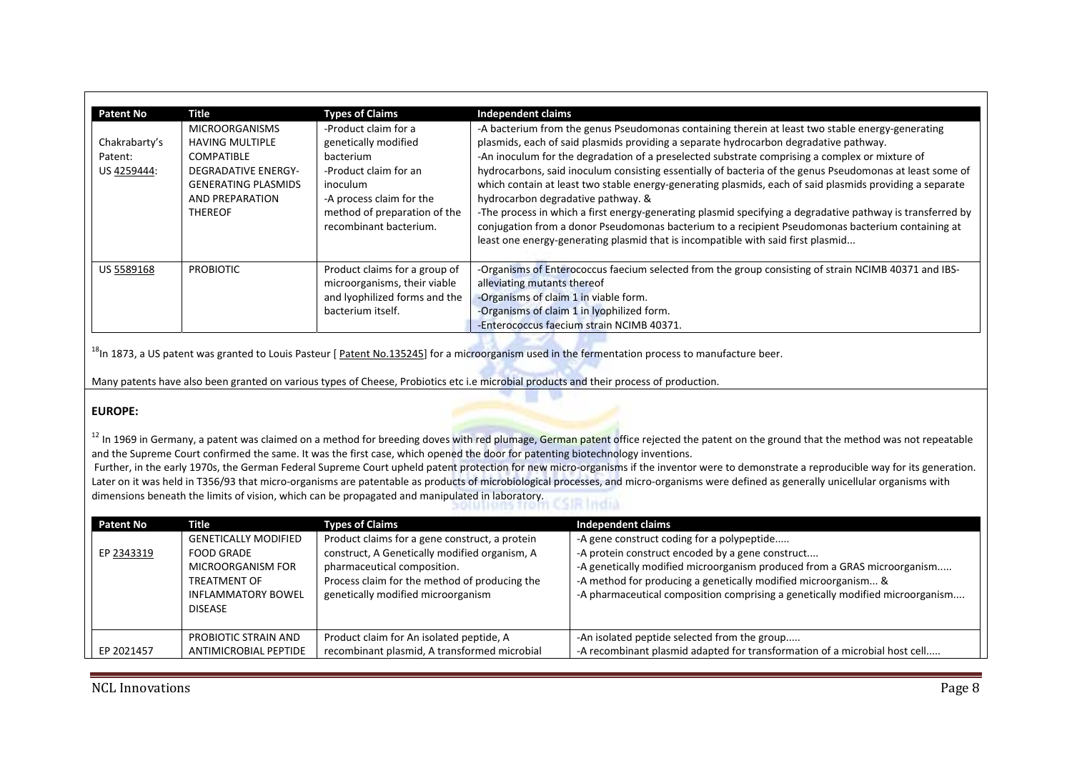| Patent No | Title | Types of Claims | Independent claims |
|---|---|---|---|
| Chakrabarty's Patent: US 4259444: | MICROORGANISMS HAVING MULTIPLE COMPATIBLE DEGRADATIVE ENERGY-GENERATING PLASMIDS AND PREPARATION THEREOF | -Product claim for a genetically modified bacterium -Product claim for an inoculum -A process claim for the method of preparation of the recombinant bacterium. | -A bacterium from the genus Pseudomonas containing therein at least two stable energy-generating plasmids, each of said plasmids providing a separate hydrocarbon degradative pathway. -An inoculum for the degradation of a preselected substrate comprising a complex or mixture of hydrocarbons, said inoculum consisting essentially of bacteria of the genus Pseudomonas at least some of which contain at least two stable energy-generating plasmids, each of said plasmids providing a separate hydrocarbon degradative pathway. & -The process in which a first energy-generating plasmid specifying a degradative pathway is transferred by conjugation from a donor Pseudomonas bacterium to a recipient Pseudomonas bacterium containing at least one energy-generating plasmid that is incompatible with said first plasmid... |
| US 5589168 | PROBIOTIC | Product claims for a group of microorganisms, their viable and lyophilized forms and the bacterium itself. | -Organisms of Enterococcus faecium selected from the group consisting of strain NCIMB 40371 and IBS-alleviating mutants thereof -Organisms of claim 1 in viable form. -Organisms of claim 1 in lyophilized form. -Enterococcus faecium strain NCIMB 40371. |

[18]In 1873, a US patent was granted to Louis Pasteur [ Patent No.135245] for a microorganism used in the fermentation process to manufacture beer.

Many patents have also been granted on various types of Cheese, Probiotics etc i.e microbial products and their process of production.

**EUROPE:**

[12] In 1969 in Germany, a patent was claimed on a method for breeding doves with red plumage, German patent office rejected the patent on the ground that the method was not repeatable and the Supreme Court confirmed the same. It was the first case, which opened the door for patenting biotechnology inventions.
Further, in the early 1970s, the German Federal Supreme Court upheld patent protection for new micro-organisms if the inventor were to demonstrate a reproducible way for its generation. Later on it was held in T356/93 that micro-organisms are patentable as products of microbiological processes, and micro-organisms were defined as generally unicellular organisms with dimensions beneath the limits of vision, which can be propagated and manipulated in laboratory.

| Patent No | Title | Types of Claims | Independent claims |
|---|---|---|---|
| EP 2343319 | GENETICALLY MODIFIED FOOD GRADE MICROORGANISM FOR TREATMENT OF INFLAMMATORY BOWEL DISEASE | Product claims for a gene construct, a protein construct, A Genetically modified organism, A pharmaceutical composition. Process claim for the method of producing the genetically modified microorganism | -A gene construct coding for a polypeptide..... -A protein construct encoded by a gene construct.... -A genetically modified microorganism produced from a GRAS microorganism..... -A method for producing a genetically modified microorganism... & -A pharmaceutical composition comprising a genetically modified microorganism.... |
| EP 2021457 | PROBIOTIC STRAIN AND ANTIMICROBIAL PEPTIDE | Product claim for An isolated peptide, A recombinant plasmid, A transformed microbial | -An isolated peptide selected from the group..... -A recombinant plasmid adapted for transformation of a microbial host cell..... |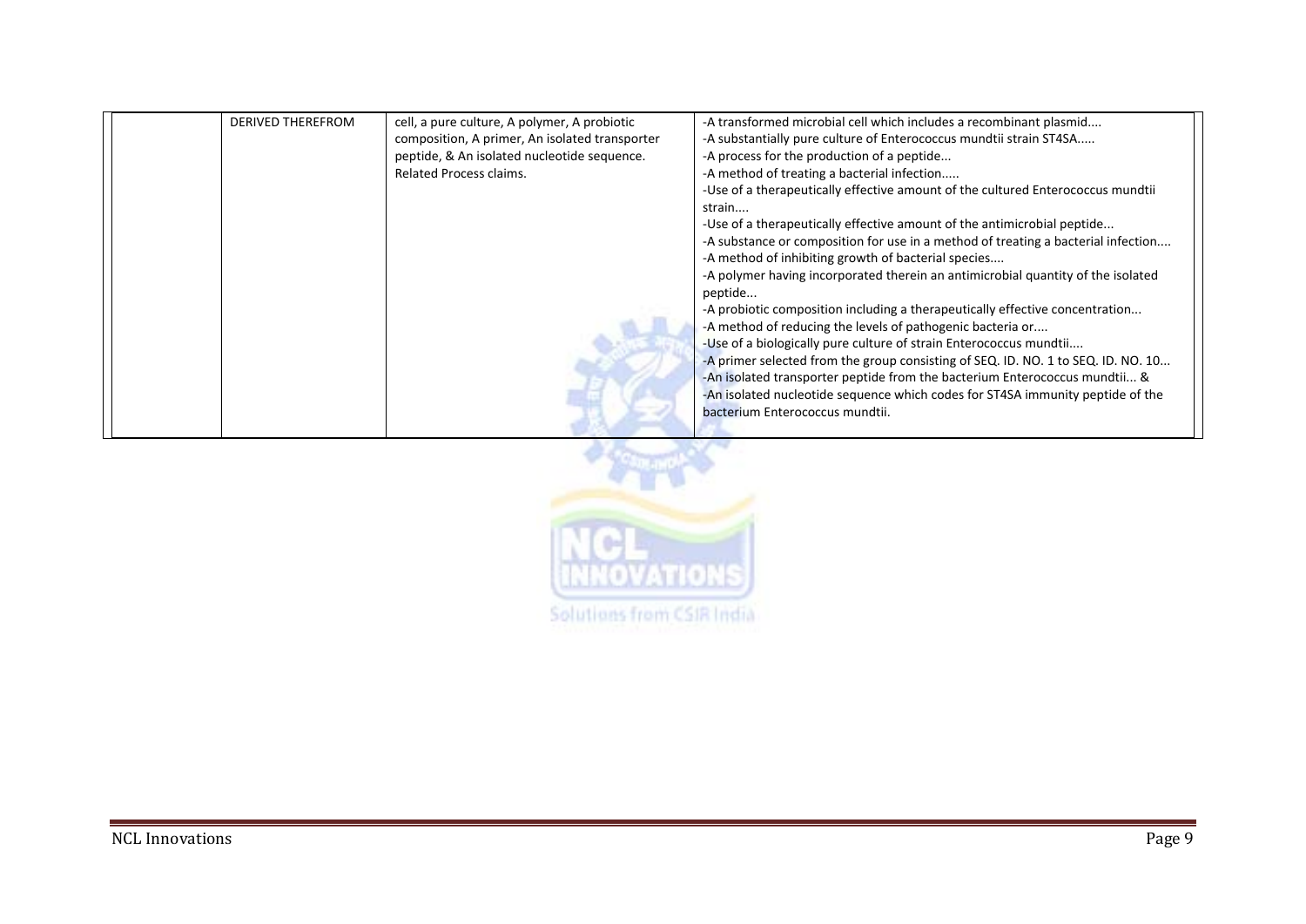|  | DERIVED THEREFROM | cell, a pure culture, A polymer, A probiotic composition, A primer, An isolated transporter peptide, & An isolated nucleotide sequence. Related Process claims. | -A transformed microbial cell which includes a recombinant plasmid.... <br>-A substantially pure culture of Enterococcus mundtii strain ST4SA..... <br>-A process for the production of a peptide... <br>-A method of treating a bacterial infection..... <br>-Use of a therapeutically effective amount of the cultured Enterococcus mundtii strain.... <br>-Use of a therapeutically effective amount of the antimicrobial peptide... <br>-A substance or composition for use in a method of treating a bacterial infection.... <br>-A method of inhibiting growth of bacterial species.... <br>-A polymer having incorporated therein an antimicrobial quantity of the isolated peptide... <br>-A probiotic composition including a therapeutically effective concentration... <br>-A method of reducing the levels of pathogenic bacteria or.... <br>-Use of a biologically pure culture of strain Enterococcus mundtii.... <br>-A primer selected from the group consisting of SEQ. ID. NO. 1 to SEQ. ID. NO. 10... <br>-An isolated transporter peptide from the bacterium Enterococcus mundtii... & <br>-An isolated nucleotide sequence which codes for ST4SA immunity peptide of the bacterium Enterococcus mundtii. |
|---|---|---|---|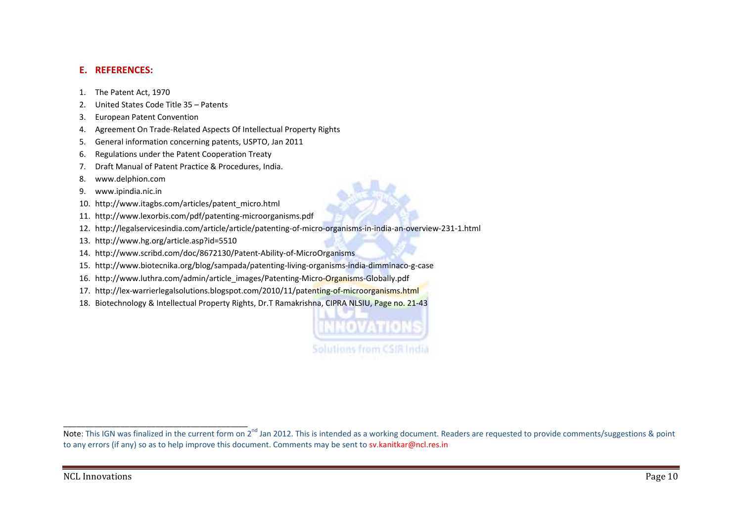## E. REFERENCES:

1. The Patent Act, 1970
2. United States Code Title 35 – Patents
3. European Patent Convention
4. Agreement On Trade-Related Aspects Of Intellectual Property Rights
5. General information concerning patents, USPTO, Jan 2011
6. Regulations under the Patent Cooperation Treaty
7. Draft Manual of Patent Practice & Procedures, India.
8. www.delphion.com
9. www.ipindia.nic.in
10. http://www.itagbs.com/articles/patent_micro.html
11. http://www.lexorbis.com/pdf/patenting-microorganisms.pdf
12. http://legalservicesindia.com/article/article/patenting-of-micro-organisms-in-india-an-overview-231-1.html
13. http://www.hg.org/article.asp?id=5510
14. http://www.scribd.com/doc/8672130/Patent-Ability-of-MicroOrganisms
15. http://www.biotecnika.org/blog/sampada/patenting-living-organisms-india-dimminaco-g-case
16. http://www.luthra.com/admin/article_images/Patenting-Micro-Organisms-Globally.pdf
17. http://lex-warrierlegalsolutions.blogspot.com/2010/11/patenting-of-microorganisms.html
18. Biotechnology & Intellectual Property Rights, Dr.T Ramakrishna, CIPRA NLSIU, Page no. 21-43

---

Note: This IGN was finalized in the current form on 2nd Jan 2012. This is intended as a working document. Readers are requested to provide comments/suggestions & point to any errors (if any) so as to help improve this document. Comments may be sent to sv.kanitkar@ncl.res.in